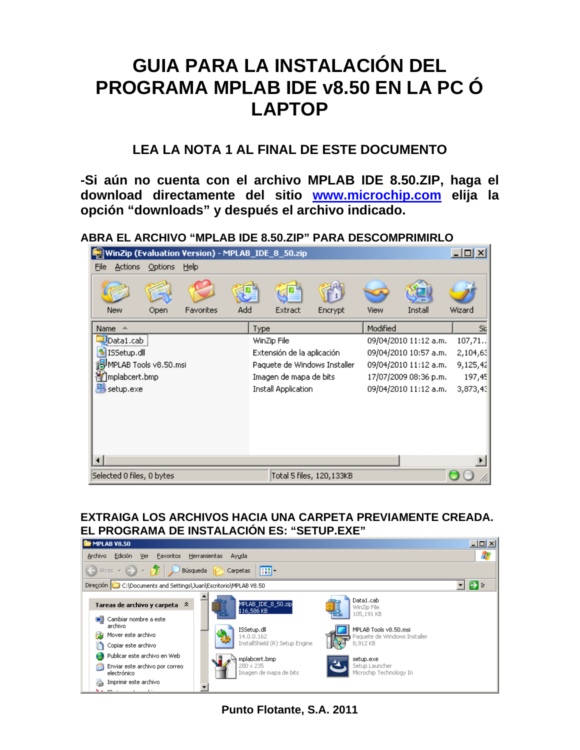# GUIA PARA LA INSTALACIÓN DEL PROGRAMA MPLAB IDE v8.50 EN LA PC Ó LAPTOP

## LEA LA NOTA 1 AL FINAL DE ESTE DOCUMENTO

**-Si aún no cuenta con el archivo MPLAB IDE 8.50.ZIP, haga el download directamente del sitio [www.microchip.com](http://www.microchip.com) elija la opción “downloads” y después el archivo indicado.**

**ABRA EL ARCHIVO “MPLAB IDE 8.50.ZIP” PARA DESCOMPRIMIRLO**

**EXTRAIGA LOS ARCHIVOS HACIA UNA CARPETA PREVIAMENTE CREADA. EL PROGRAMA DE INSTALACIÓN ES: “SETUP.EXE”**

**Punto Flotante, S.A. 2011**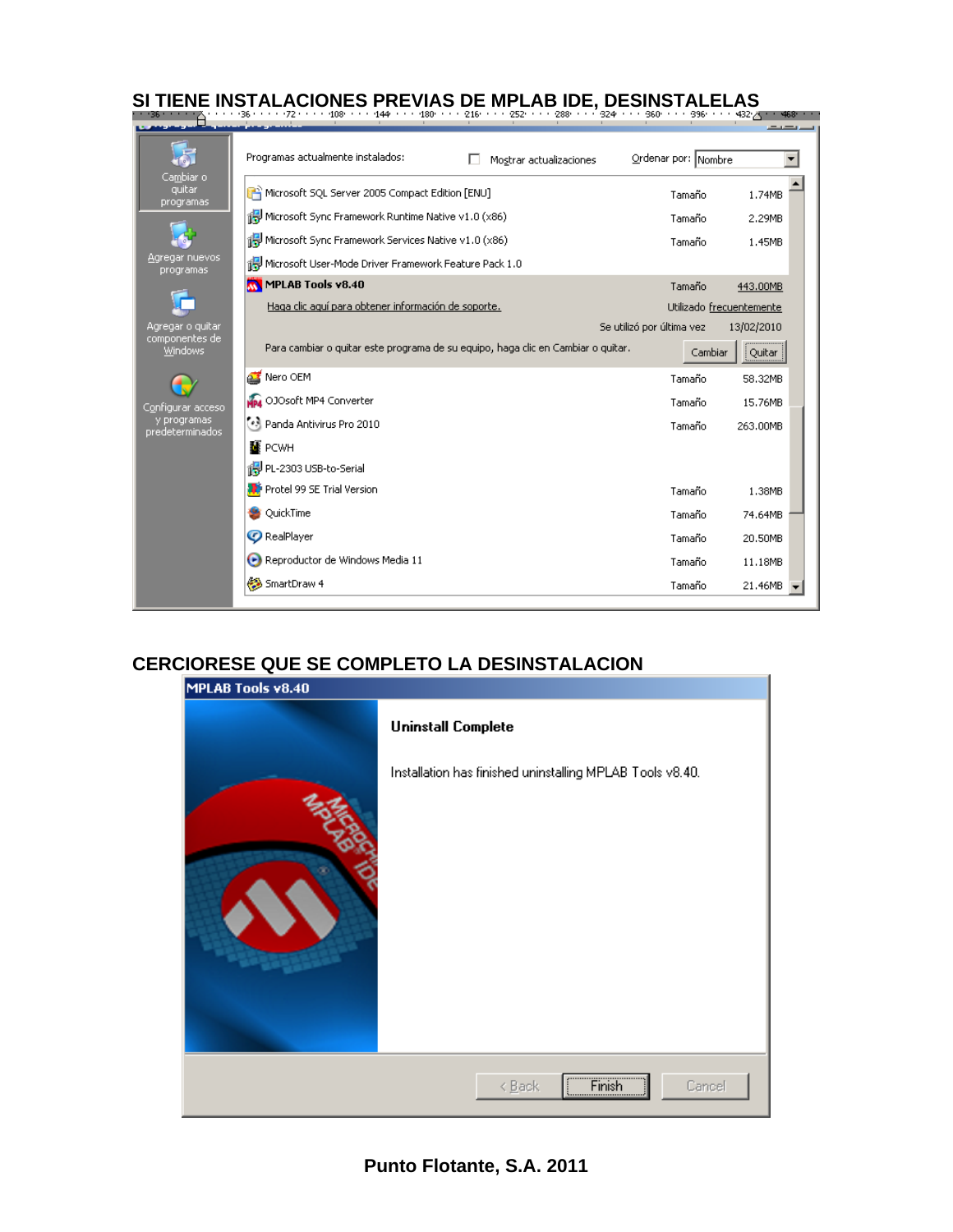## SI TIENE INSTALACIONES PREVIAS DE MPLAB IDE, DESINSTALELAS

Cambiar o quitar programas

Agregar nuevos programas

Agregar o quitar componentes de Windows

Configurar acceso y programas predeterminados

Programas actualmente instalados: ☐ Mostrar actualizaciones Ordenar por: Nombre

| Programa | | Tamaño |
|---|---|---|
| Microsoft SQL Server 2005 Compact Edition [ENU] | Tamaño | 1.74MB |
| Microsoft Sync Framework Runtime Native v1.0 (x86) | Tamaño | 2.29MB |
| Microsoft Sync Framework Services Native v1.0 (x86) | Tamaño | 1.45MB |
| Microsoft User-Mode Driver Framework Feature Pack 1.0 | | |
| **MPLAB Tools v8.40** | Tamaño | 443.00MB |
| Haga clic aquí para obtener información de soporte. | Utilizado | frecuentemente |
| | Se utilizó por última vez | 13/02/2010 |
| Para cambiar o quitar este programa de su equipo, haga clic en Cambiar o quitar. | Cambiar | Quitar |
| Nero OEM | Tamaño | 58.32MB |
| OJOsoft MP4 Converter | Tamaño | 15.76MB |
| Panda Antivirus Pro 2010 | Tamaño | 263.00MB |
| PCWH | | |
| PL-2303 USB-to-Serial | | |
| Protel 99 SE Trial Version | Tamaño | 1.38MB |
| QuickTime | Tamaño | 74.64MB |
| RealPlayer | Tamaño | 20.50MB |
| Reproductor de Windows Media 11 | Tamaño | 11.18MB |
| SmartDraw 4 | Tamaño | 21.46MB |

## CERCIORESE QUE SE COMPLETO LA DESINSTALACION

**MPLAB Tools v8.40**

**Uninstall Complete**

Installation has finished uninstalling MPLAB Tools v8.40.

< Back | Finish | Cancel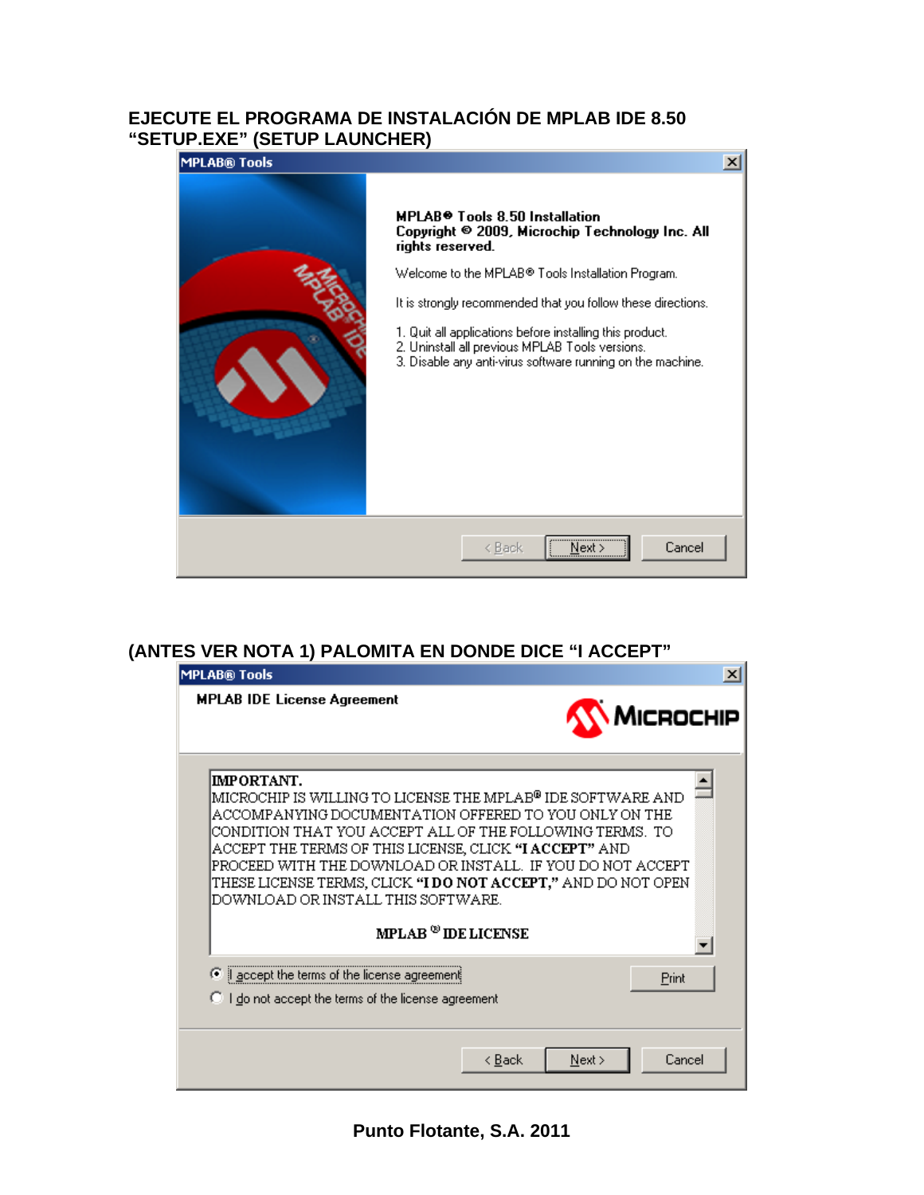**EJECUTE EL PROGRAMA DE INSTALACIÓN DE MPLAB IDE 8.50 "SETUP.EXE" (SETUP LAUNCHER)**

MPLAB® Tools

**MPLAB® Tools 8.50 Installation**
**Copyright © 2009, Microchip Technology Inc. All rights reserved.**

Welcome to the MPLAB® Tools Installation Program.

It is strongly recommended that you follow these directions.

1. Quit all applications before installing this product.
2. Uninstall all previous MPLAB Tools versions.
3. Disable any anti-virus software running on the machine.

< Back | Next > | Cancel

**(ANTES VER NOTA 1) PALOMITA EN DONDE DICE "I ACCEPT"**

MPLAB® Tools

**MPLAB IDE License Agreement**

MICROCHIP

IMPORTANT.
MICROCHIP IS WILLING TO LICENSE THE MPLAB® IDE SOFTWARE AND ACCOMPANYING DOCUMENTATION OFFERED TO YOU ONLY ON THE CONDITION THAT YOU ACCEPT ALL OF THE FOLLOWING TERMS. TO ACCEPT THE TERMS OF THIS LICENSE, CLICK **"I ACCEPT"** AND PROCEED WITH THE DOWNLOAD OR INSTALL. IF YOU DO NOT ACCEPT THESE LICENSE TERMS, CLICK **"I DO NOT ACCEPT,"** AND DO NOT OPEN DOWNLOAD OR INSTALL THIS SOFTWARE.

MPLAB ® IDE LICENSE

- (•) I accept the terms of the license agreement
- ( ) I do not accept the terms of the license agreement

Print

< Back | Next > | Cancel

**Punto Flotante, S.A. 2011**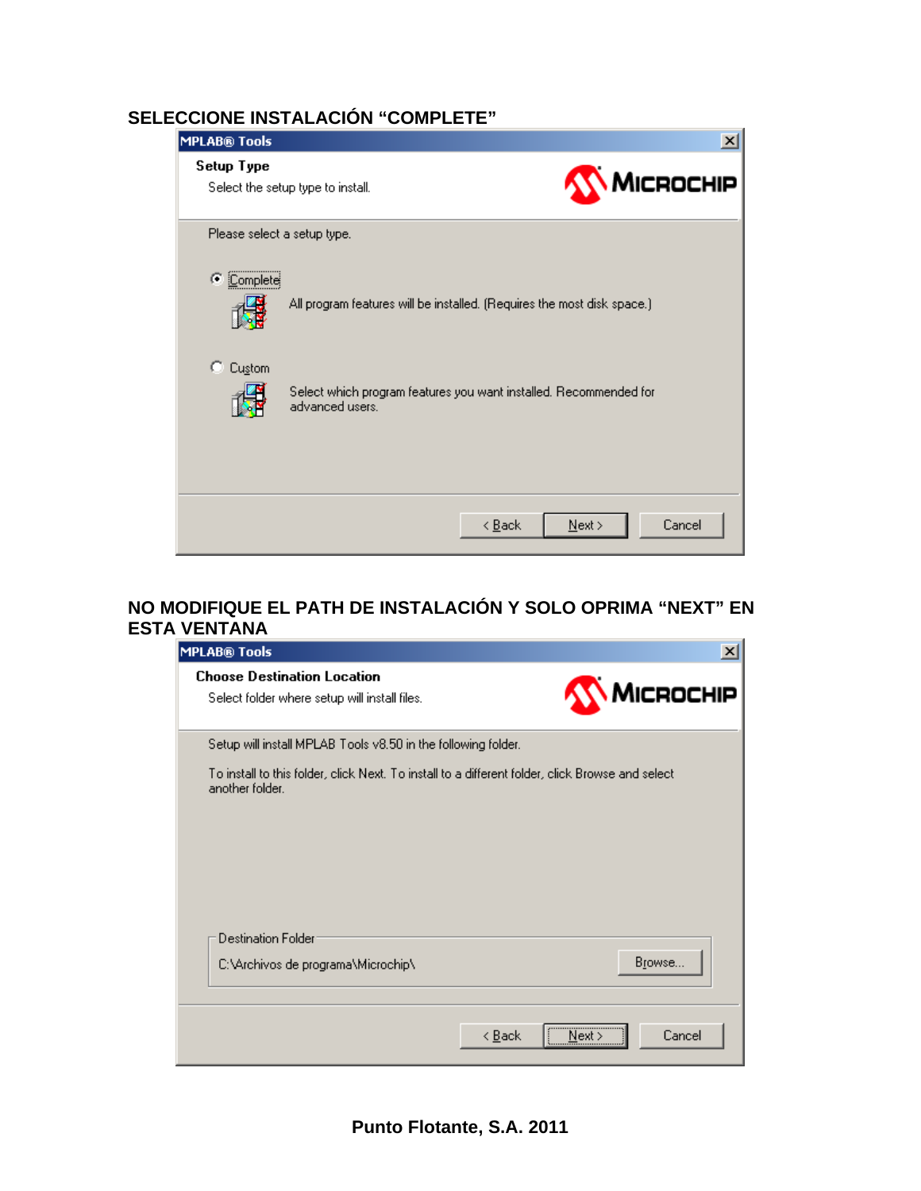**SELECCIONE INSTALACIÓN “COMPLETE”**

MPLAB® Tools

**Setup Type**

Select the setup type to install.

Please select a setup type.

Complete

All program features will be installed. (Requires the most disk space.)

Custom

Select which program features you want installed. Recommended for advanced users.

< Back | Next > | Cancel

**NO MODIFIQUE EL PATH DE INSTALACIÓN Y SOLO OPRIMA “NEXT” EN ESTA VENTANA**

MPLAB® Tools

**Choose Destination Location**

Select folder where setup will install files.

Setup will install MPLAB Tools v8.50 in the following folder.

To install to this folder, click Next. To install to a different folder, click Browse and select another folder.

Destination Folder

C:\Archivos de programa\Microchip\

Browse...

< Back | Next > | Cancel

**Punto Flotante, S.A. 2011**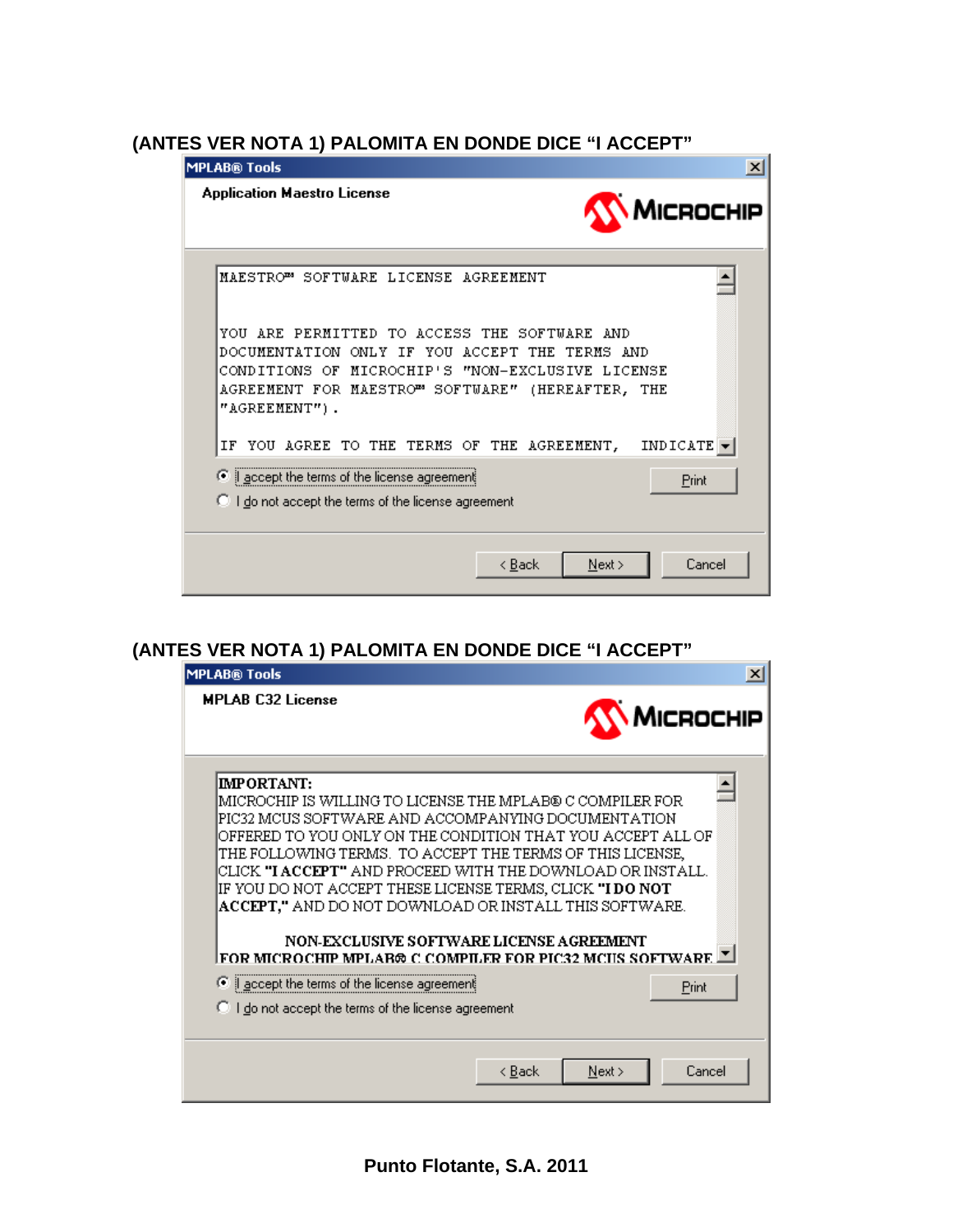**(ANTES VER NOTA 1) PALOMITA EN DONDE DICE "I ACCEPT"**

MPLAB® Tools

**Application Maestro License**

MICROCHIP

MAESTRO™ SOFTWARE LICENSE AGREEMENT

YOU ARE PERMITTED TO ACCESS THE SOFTWARE AND DOCUMENTATION ONLY IF YOU ACCEPT THE TERMS AND CONDITIONS OF MICROCHIP'S "NON-EXCLUSIVE LICENSE AGREEMENT FOR MAESTRO™ SOFTWARE" (HEREAFTER, THE "AGREEMENT").

IF YOU AGREE TO THE TERMS OF THE AGREEMENT, INDICATE

(•) I accept the terms of the license agreement

( ) I do not accept the terms of the license agreement

Print

< Back | Next > | Cancel

**(ANTES VER NOTA 1) PALOMITA EN DONDE DICE "I ACCEPT"**

MPLAB® Tools

**MPLAB C32 License**

MICROCHIP

**IMPORTANT:**
MICROCHIP IS WILLING TO LICENSE THE MPLAB® C COMPILER FOR PIC32 MCUS SOFTWARE AND ACCOMPANYING DOCUMENTATION OFFERED TO YOU ONLY ON THE CONDITION THAT YOU ACCEPT ALL OF THE FOLLOWING TERMS. TO ACCEPT THE TERMS OF THIS LICENSE, CLICK **"I ACCEPT"** AND PROCEED WITH THE DOWNLOAD OR INSTALL. IF YOU DO NOT ACCEPT THESE LICENSE TERMS, CLICK **"I DO NOT ACCEPT,"** AND DO NOT DOWNLOAD OR INSTALL THIS SOFTWARE.

**NON-EXCLUSIVE SOFTWARE LICENSE AGREEMENT**
**FOR MICROCHIP MPLAB® C COMPILER FOR PIC32 MCUS SOFTWARE**

(•) I accept the terms of the license agreement

( ) I do not accept the terms of the license agreement

Print

< Back | Next > | Cancel

**Punto Flotante, S.A. 2011**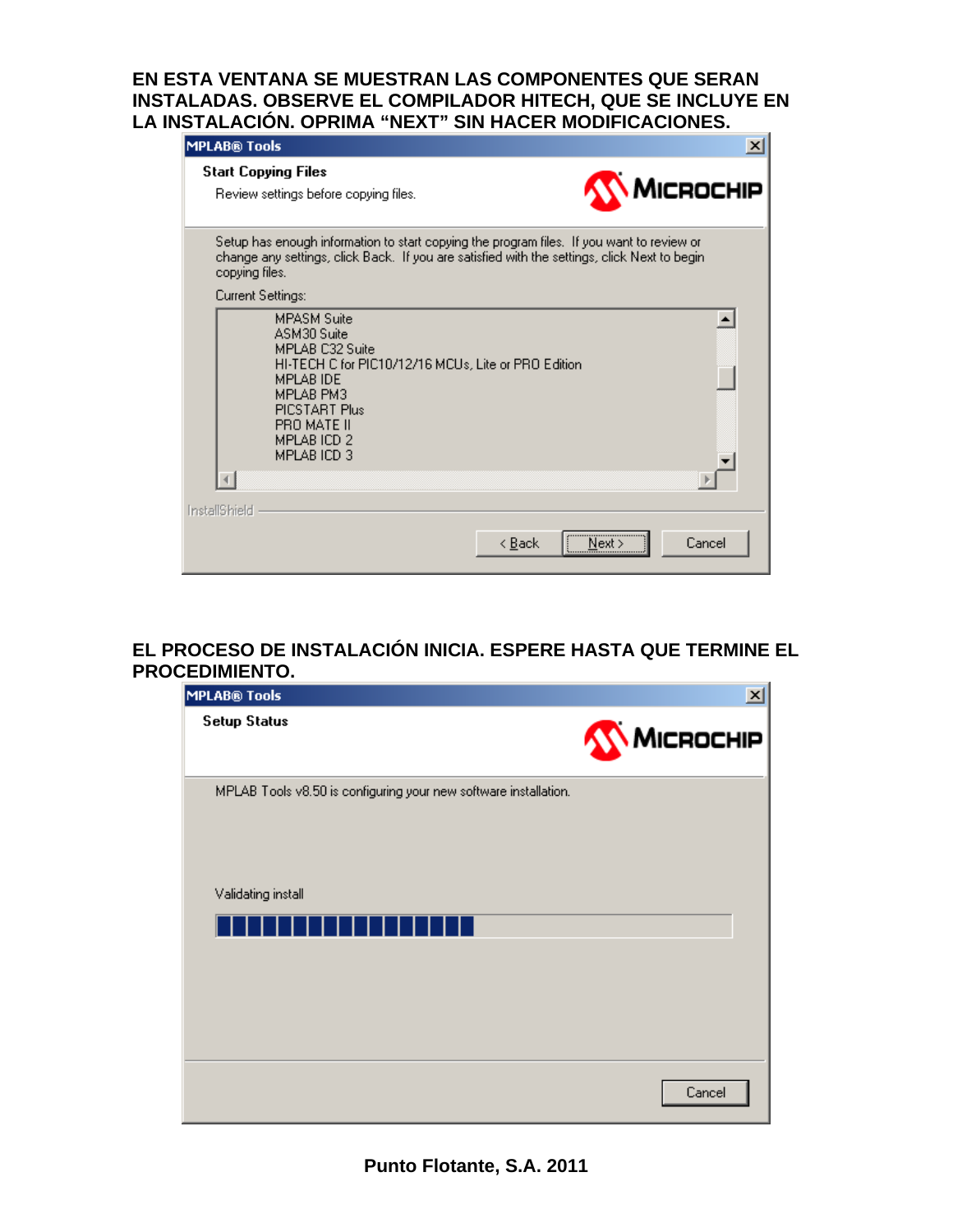**EN ESTA VENTANA SE MUESTRAN LAS COMPONENTES QUE SERAN INSTALADAS. OBSERVE EL COMPILADOR HITECH, QUE SE INCLUYE EN LA INSTALACIÓN. OPRIMA "NEXT" SIN HACER MODIFICACIONES.**

MPLAB® Tools

**Start Copying Files**

Review settings before copying files.

MICROCHIP

Setup has enough information to start copying the program files. If you want to review or change any settings, click Back. If you are satisfied with the settings, click Next to begin copying files.

Current Settings:

MPASM Suite
ASM30 Suite
MPLAB C32 Suite
HI-TECH C for PIC10/12/16 MCUs, Lite or PRO Edition
MPLAB IDE
MPLAB PM3
PICSTART Plus
PRO MATE II
MPLAB ICD 2
MPLAB ICD 3

InstallShield

< Back | Next > | Cancel

**EL PROCESO DE INSTALACIÓN INICIA. ESPERE HASTA QUE TERMINE EL PROCEDIMIENTO.**

MPLAB® Tools

**Setup Status**

MICROCHIP

MPLAB Tools v8.50 is configuring your new software installation.

Validating install

Cancel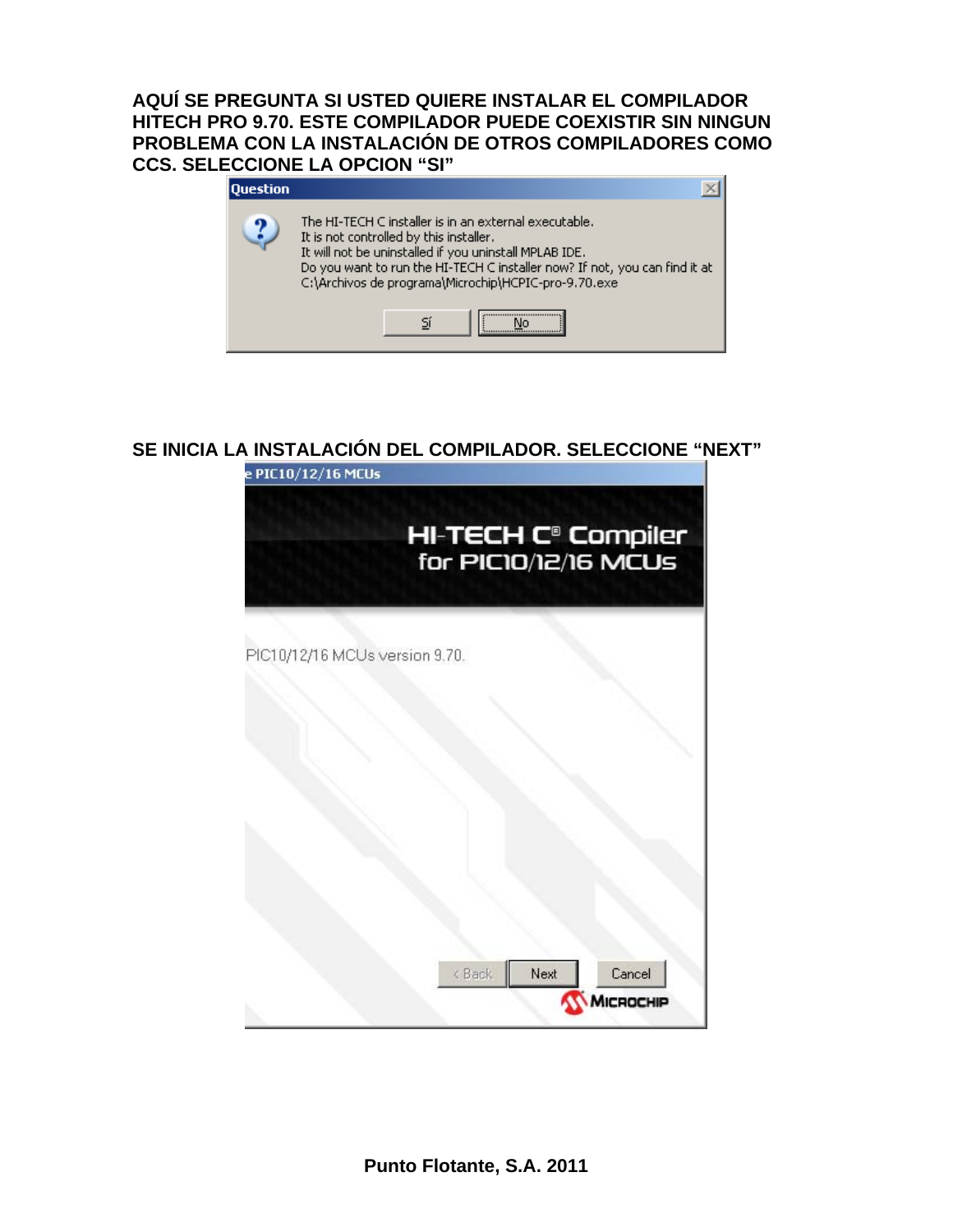**AQUÍ SE PREGUNTA SI USTED QUIERE INSTALAR EL COMPILADOR HITECH PRO 9.70. ESTE COMPILADOR PUEDE COEXISTIR SIN NINGUN PROBLEMA CON LA INSTALACIÓN DE OTROS COMPILADORES COMO CCS. SELECCIONE LA OPCION "SI"**

Question

The HI-TECH C installer is in an external executable.
It is not controlled by this installer.
It will not be uninstalled if you uninstall MPLAB IDE.
Do you want to run the HI-TECH C installer now? If not, you can find it at C:\Archivos de programa\Microchip\HCPIC-pro-9.70.exe

Sí | No

**SE INICIA LA INSTALACIÓN DEL COMPILADOR. SELECCIONE "NEXT"**

e PIC10/12/16 MCUs

HI-TECH C® Compiler for PIC10/12/16 MCUs

PIC10/12/16 MCUs version 9.70.

< Back | Next | Cancel

MICROCHIP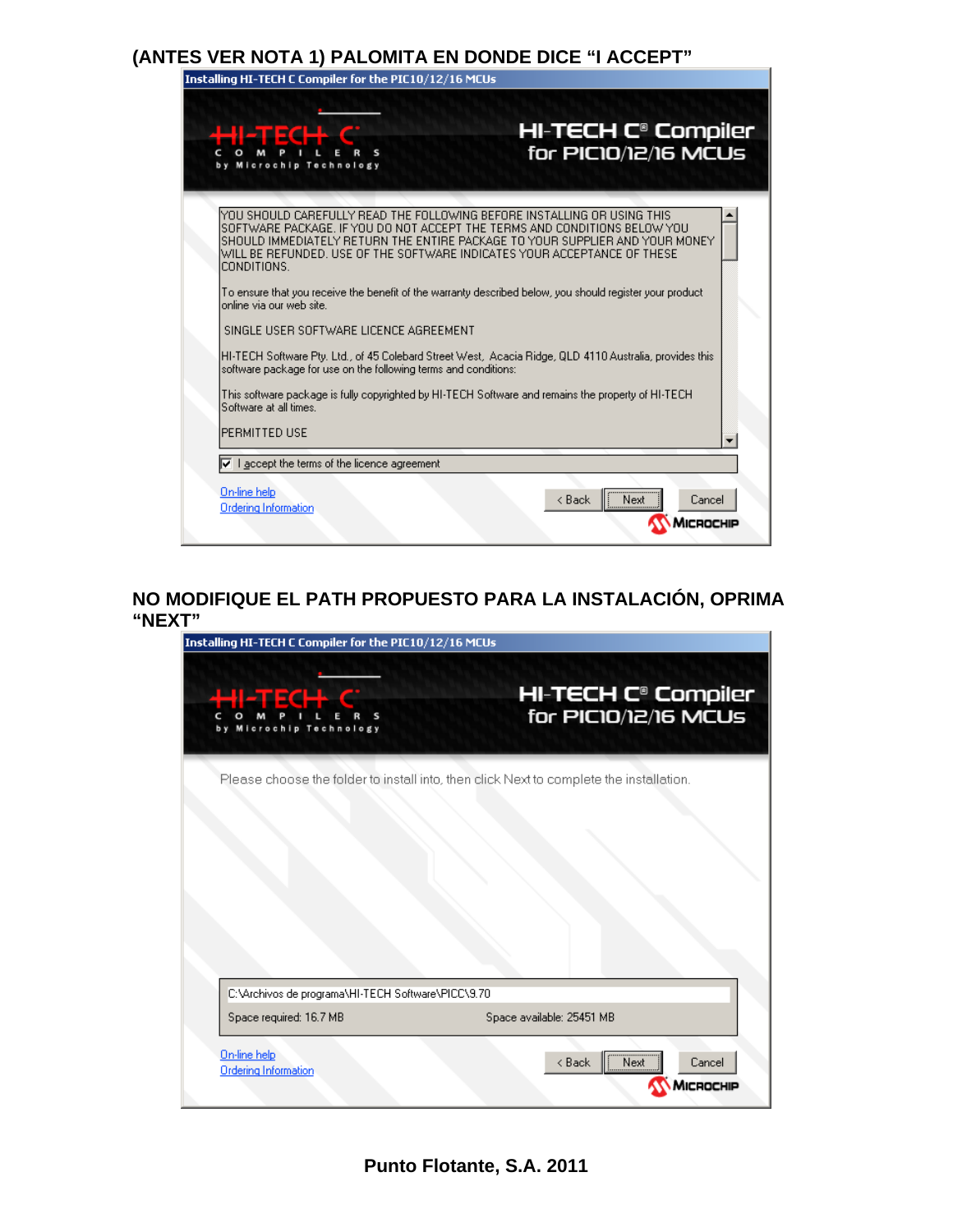**(ANTES VER NOTA 1) PALOMITA EN DONDE DICE "I ACCEPT"**

Installing HI-TECH C Compiler for the PIC10/12/16 MCUs

HI-TECH C COMPILERS by Microchip Technology

HI-TECH C® Compiler for PIC10/12/16 MCUs

YOU SHOULD CAREFULLY READ THE FOLLOWING BEFORE INSTALLING OR USING THIS SOFTWARE PACKAGE. IF YOU DO NOT ACCEPT THE TERMS AND CONDITIONS BELOW YOU SHOULD IMMEDIATELY RETURN THE ENTIRE PACKAGE TO YOUR SUPPLIER AND YOUR MONEY WILL BE REFUNDED. USE OF THE SOFTWARE INDICATES YOUR ACCEPTANCE OF THESE CONDITIONS.

To ensure that you receive the benefit of the warranty described below, you should register your product online via our web site.

SINGLE USER SOFTWARE LICENCE AGREEMENT

HI-TECH Software Pty. Ltd., of 45 Colebard Street West, Acacia Ridge, QLD 4110 Australia, provides this software package for use on the following terms and conditions:

This software package is fully copyrighted by HI-TECH Software and remains the property of HI-TECH Software at all times.

PERMITTED USE

☑ I accept the terms of the licence agreement

On-line help
Ordering Information

< Back | Next | Cancel

MICROCHIP

**NO MODIFIQUE EL PATH PROPUESTO PARA LA INSTALACIÓN, OPRIMA "NEXT"**

Installing HI-TECH C Compiler for the PIC10/12/16 MCUs

HI-TECH C COMPILERS by Microchip Technology

HI-TECH C® Compiler for PIC10/12/16 MCUs

Please choose the folder to install into, then click Next to complete the installation.

C:\Archivos de programa\HI-TECH Software\PICC\9.70

Space required: 16.7 MB    Space available: 25451 MB

On-line help
Ordering Information

< Back | Next | Cancel

MICROCHIP

**Punto Flotante, S.A. 2011**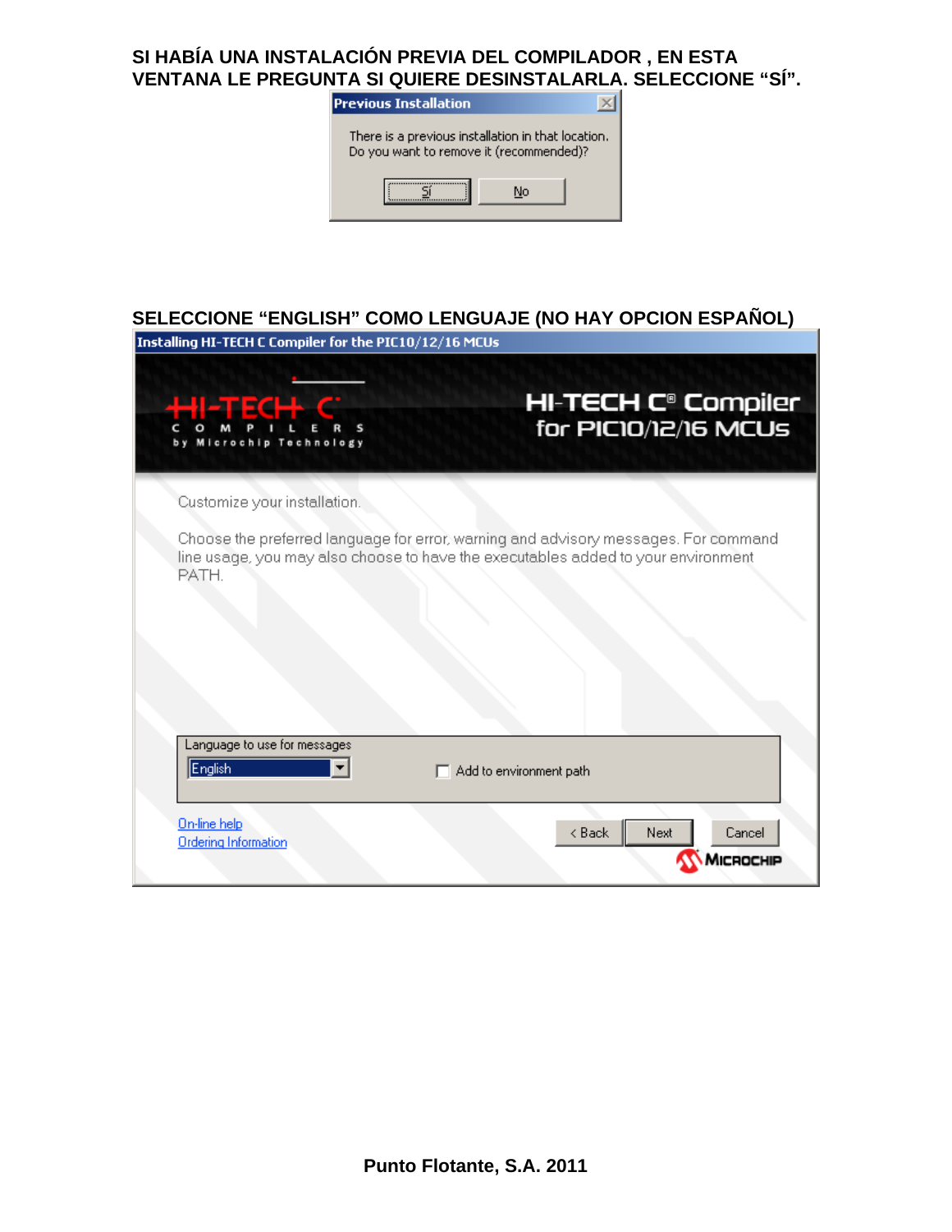**SI HABÍA UNA INSTALACIÓN PREVIA DEL COMPILADOR , EN ESTA VENTANA LE PREGUNTA SI QUIERE DESINSTALARLA. SELECCIONE "SÍ".**

Previous Installation

There is a previous installation in that location.
Do you want to remove it (recommended)?

Sí    No

**SELECCIONE "ENGLISH" COMO LENGUAJE (NO HAY OPCION ESPAÑOL)**

Installing HI-TECH C Compiler for the PIC10/12/16 MCUs

HI-TECH C COMPILERS by Microchip Technology

HI-TECH C® Compiler for PIC10/12/16 MCUs

Customize your installation.

Choose the preferred language for error, warning and advisory messages. For command line usage, you may also choose to have the executables added to your environment PATH.

Language to use for messages

English

Add to environment path

On-line help

Ordering Information

< Back    Next    Cancel

MICROCHIP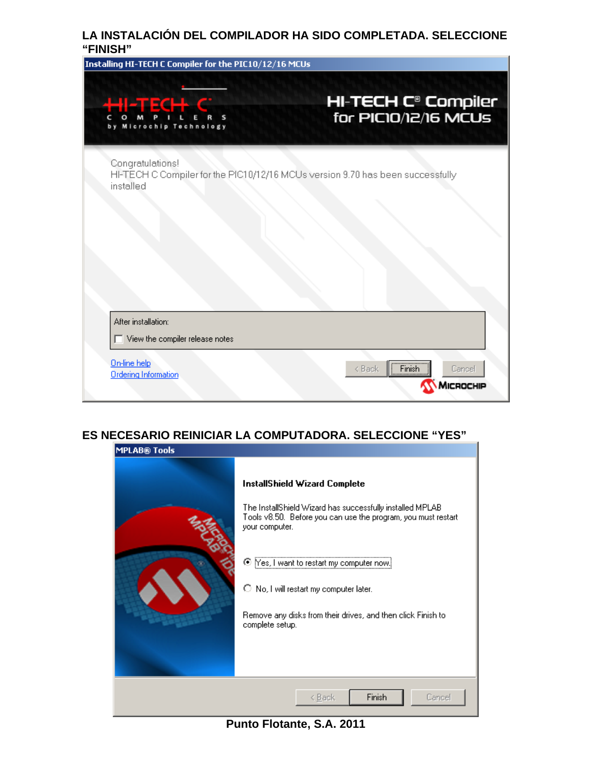**LA INSTALACIÓN DEL COMPILADOR HA SIDO COMPLETADA. SELECCIONE "FINISH"**

Installing HI-TECH C Compiler for the PIC10/12/16 MCUs

HI-TECH C COMPILERS by Microchip Technology

HI-TECH C® Compiler for PIC10/12/16 MCUs

Congratulations!
HI-TECH C Compiler for the PIC10/12/16 MCUs version 9.70 has been successfully installed

After installation:

☐ View the compiler release notes

On-line help
Ordering Information

< Back | Finish | Cancel

MICROCHIP

**ES NECESARIO REINICIAR LA COMPUTADORA. SELECCIONE "YES"**

MPLAB® Tools

**InstallShield Wizard Complete**

The InstallShield Wizard has successfully installed MPLAB Tools v8.50. Before you can use the program, you must restart your computer.

◉ Yes, I want to restart my computer now.

○ No, I will restart my computer later.

Remove any disks from their drives, and then click Finish to complete setup.

< Back | Finish | Cancel

**Punto Flotante, S.A. 2011**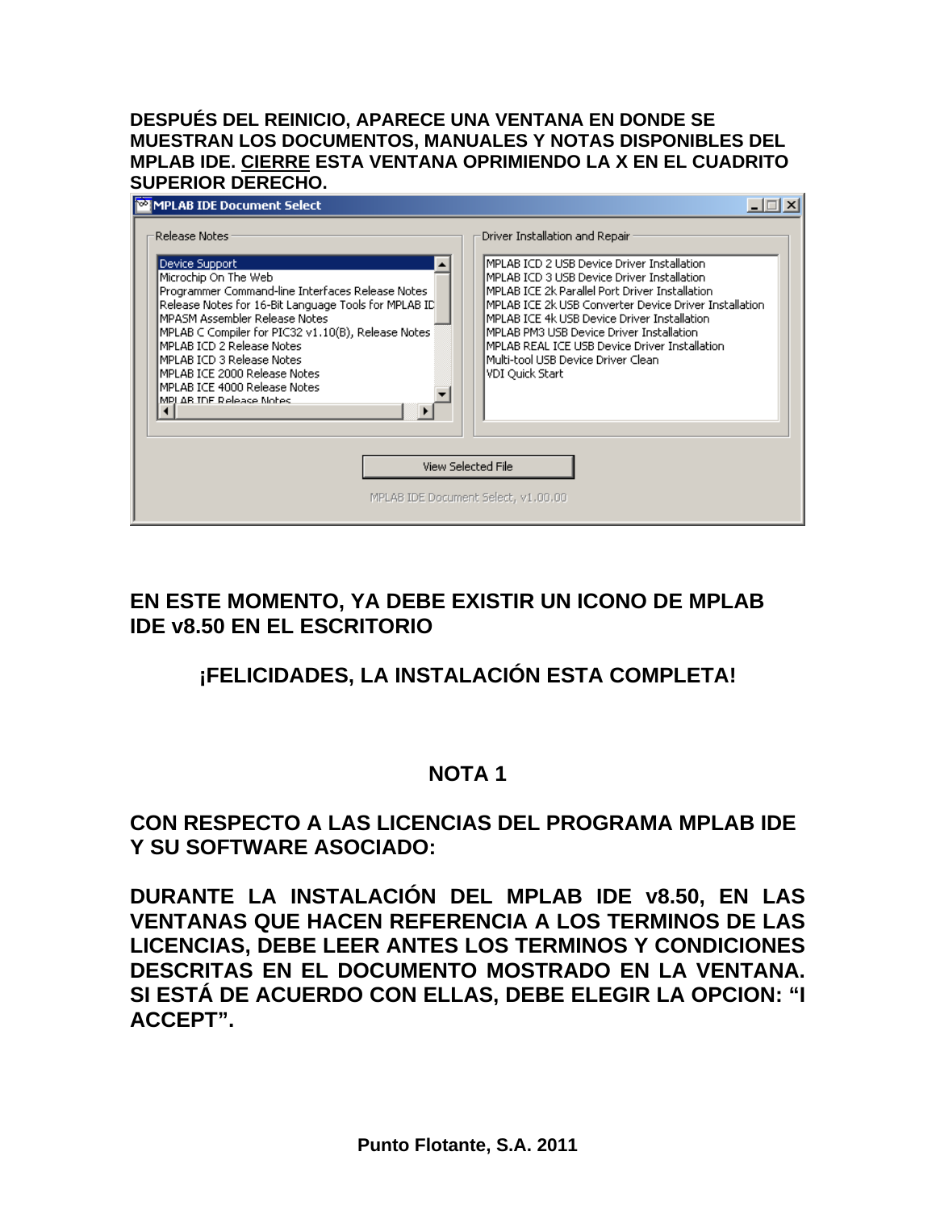**DESPUÉS DEL REINICIO, APARECE UNA VENTANA EN DONDE SE MUESTRAN LOS DOCUMENTOS, MANUALES Y NOTAS DISPONIBLES DEL MPLAB IDE. CIERRE ESTA VENTANA OPRIMIENDO LA X EN EL CUADRITO SUPERIOR DERECHO.**

## EN ESTE MOMENTO, YA DEBE EXISTIR UN ICONO DE MPLAB IDE v8.50 EN EL ESCRITORIO

## ¡FELICIDADES, LA INSTALACIÓN ESTA COMPLETA!

## NOTA 1

## CON RESPECTO A LAS LICENCIAS DEL PROGRAMA MPLAB IDE Y SU SOFTWARE ASOCIADO:

**DURANTE LA INSTALACIÓN DEL MPLAB IDE v8.50, EN LAS VENTANAS QUE HACEN REFERENCIA A LOS TERMINOS DE LAS LICENCIAS, DEBE LEER ANTES LOS TERMINOS Y CONDICIONES DESCRITAS EN EL DOCUMENTO MOSTRADO EN LA VENTANA. SI ESTÁ DE ACUERDO CON ELLAS, DEBE ELEGIR LA OPCION: "I ACCEPT".**